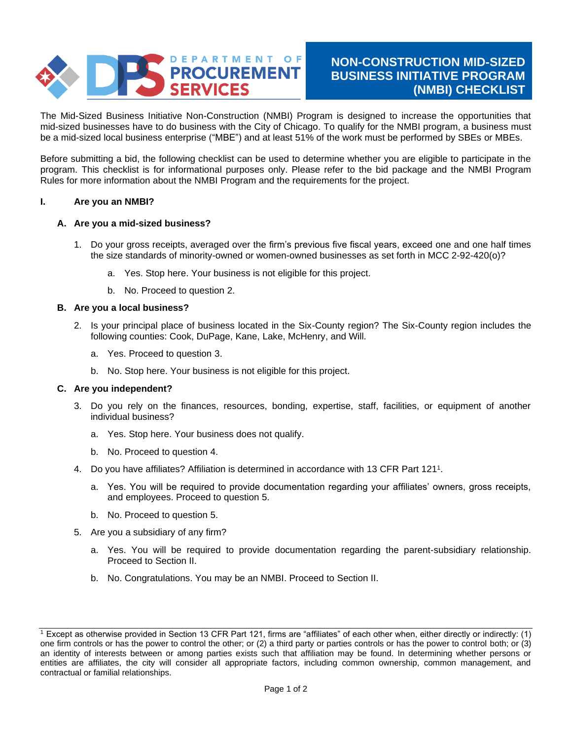DEPARTMENT OF PROCUREMENT SERVICES

# NON-CONSTRUCTION MID-SIZED BUSINESS INITIATIVE PROGRAM (NMBI) CHECKLIST

The Mid-Sized Business Initiative Non-Construction (NMBI) Program is designed to increase the opportunities that mid-sized businesses have to do business with the City of Chicago. To qualify for the NMBI program, a business must be a mid-sized local business enterprise ("MBE") and at least 51% of the work must be performed by SBEs or MBEs.

Before submitting a bid, the following checklist can be used to determine whether you are eligible to participate in the program. This checklist is for informational purposes only. Please refer to the bid package and the NMBI Program Rules for more information about the NMBI Program and the requirements for the project.

## I. Are you an NMBI?

### A. Are you a mid-sized business?

1. Do your gross receipts, averaged over the firm's previous five fiscal years, exceed one and one half times the size standards of minority-owned or women-owned businesses as set forth in MCC 2-92-420(o)?
   - a. Yes. Stop here. Your business is not eligible for this project.
   - b. No. Proceed to question 2.

### B. Are you a local business?

2. Is your principal place of business located in the Six-County region? The Six-County region includes the following counties: Cook, DuPage, Kane, Lake, McHenry, and Will.
   - a. Yes. Proceed to question 3.
   - b. No. Stop here. Your business is not eligible for this project.

### C. Are you independent?

3. Do you rely on the finances, resources, bonding, expertise, staff, facilities, or equipment of another individual business?
   - a. Yes. Stop here. Your business does not qualify.
   - b. No. Proceed to question 4.
4. Do you have affiliates? Affiliation is determined in accordance with 13 CFR Part 121[1].
   - a. Yes. You will be required to provide documentation regarding your affiliates' owners, gross receipts, and employees. Proceed to question 5.
   - b. No. Proceed to question 5.
5. Are you a subsidiary of any firm?
   - a. Yes. You will be required to provide documentation regarding the parent-subsidiary relationship. Proceed to Section II.
   - b. No. Congratulations. You may be an NMBI. Proceed to Section II.

---

[1] Except as otherwise provided in Section 13 CFR Part 121, firms are "affiliates" of each other when, either directly or indirectly: (1) one firm controls or has the power to control the other; or (2) a third party or parties controls or has the power to control both; or (3) an identity of interests between or among parties exists such that affiliation may be found. In determining whether persons or entities are affiliates, the city will consider all appropriate factors, including common ownership, common management, and contractual or familial relationships.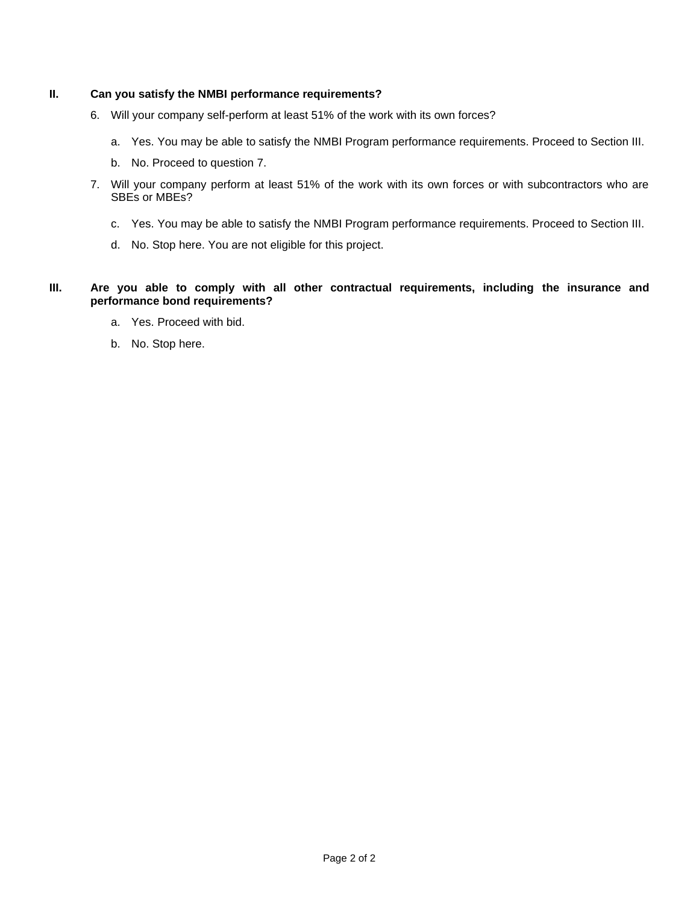## II. Can you satisfy the NMBI performance requirements?

6. Will your company self-perform at least 51% of the work with its own forces?

   a. Yes. You may be able to satisfy the NMBI Program performance requirements. Proceed to Section III.

   b. No. Proceed to question 7.

7. Will your company perform at least 51% of the work with its own forces or with subcontractors who are SBEs or MBEs?

   c. Yes. You may be able to satisfy the NMBI Program performance requirements. Proceed to Section III.

   d. No. Stop here. You are not eligible for this project.

## III. Are you able to comply with all other contractual requirements, including the insurance and performance bond requirements?

   a. Yes. Proceed with bid.

   b. No. Stop here.